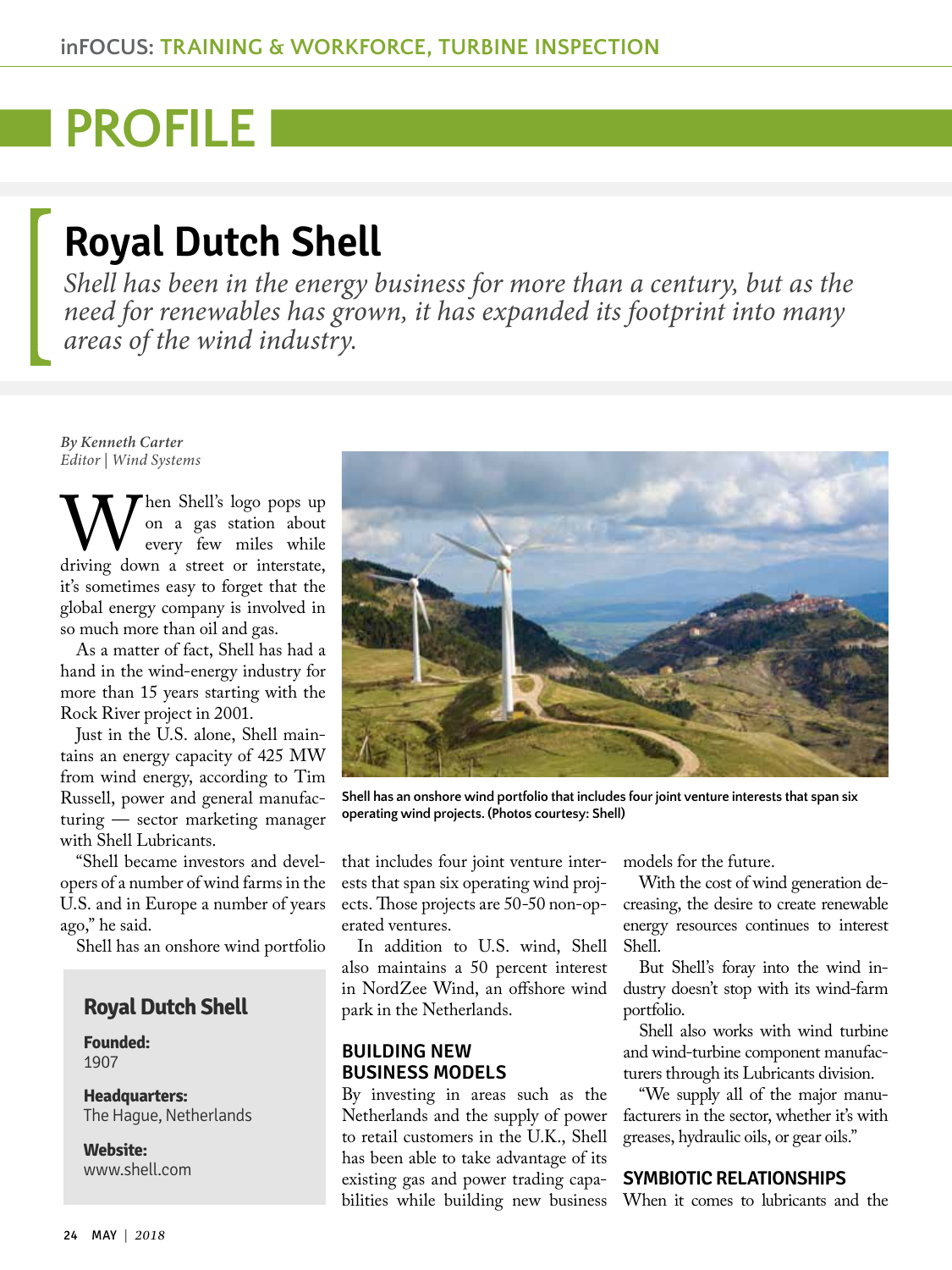# PROFILE

## Royal Dutch Shell

*Shell has been in the energy business for more than a century, but as the need for renewables has grown, it has expanded its footprint into many areas of the wind industry.*

*By Kenneth Carter*
*Editor | Wind Systems*

When Shell's logo pops up on a gas station about every few miles while driving down a street or interstate, it's sometimes easy to forget that the global energy company is involved in so much more than oil and gas.

As a matter of fact, Shell has had a hand in the wind-energy industry for more than 15 years starting with the Rock River project in 2001.

Just in the U.S. alone, Shell maintains an energy capacity of 425 MW from wind energy, according to Tim Russell, power and general manufacturing — sector marketing manager with Shell Lubricants.

"Shell became investors and developers of a number of wind farms in the U.S. and in Europe a number of years ago," he said.

Shell has an onshore wind portfolio that includes four joint venture interests that span six operating wind projects. Those projects are 50-50 non-operated ventures.

In addition to U.S. wind, Shell also maintains a 50 percent interest in NordZee Wind, an offshore wind park in the Netherlands.

Shell has an onshore wind portfolio that includes four joint venture interests that span six operating wind projects. (Photos courtesy: Shell)

> **Royal Dutch Shell**
>
> **Founded:**
> 1907
>
> **Headquarters:**
> The Hague, Netherlands
>
> **Website:**
> www.shell.com

### BUILDING NEW BUSINESS MODELS

By investing in areas such as the Netherlands and the supply of power to retail customers in the U.K., Shell has been able to take advantage of its existing gas and power trading capabilities while building new business models for the future.

With the cost of wind generation decreasing, the desire to create renewable energy resources continues to interest Shell.

But Shell's foray into the wind industry doesn't stop with its wind-farm portfolio.

Shell also works with wind turbine and wind-turbine component manufacturers through its Lubricants division.

"We supply all of the major manufacturers in the sector, whether it's with greases, hydraulic oils, or gear oils."

### SYMBIOTIC RELATIONSHIPS

When it comes to lubricants and the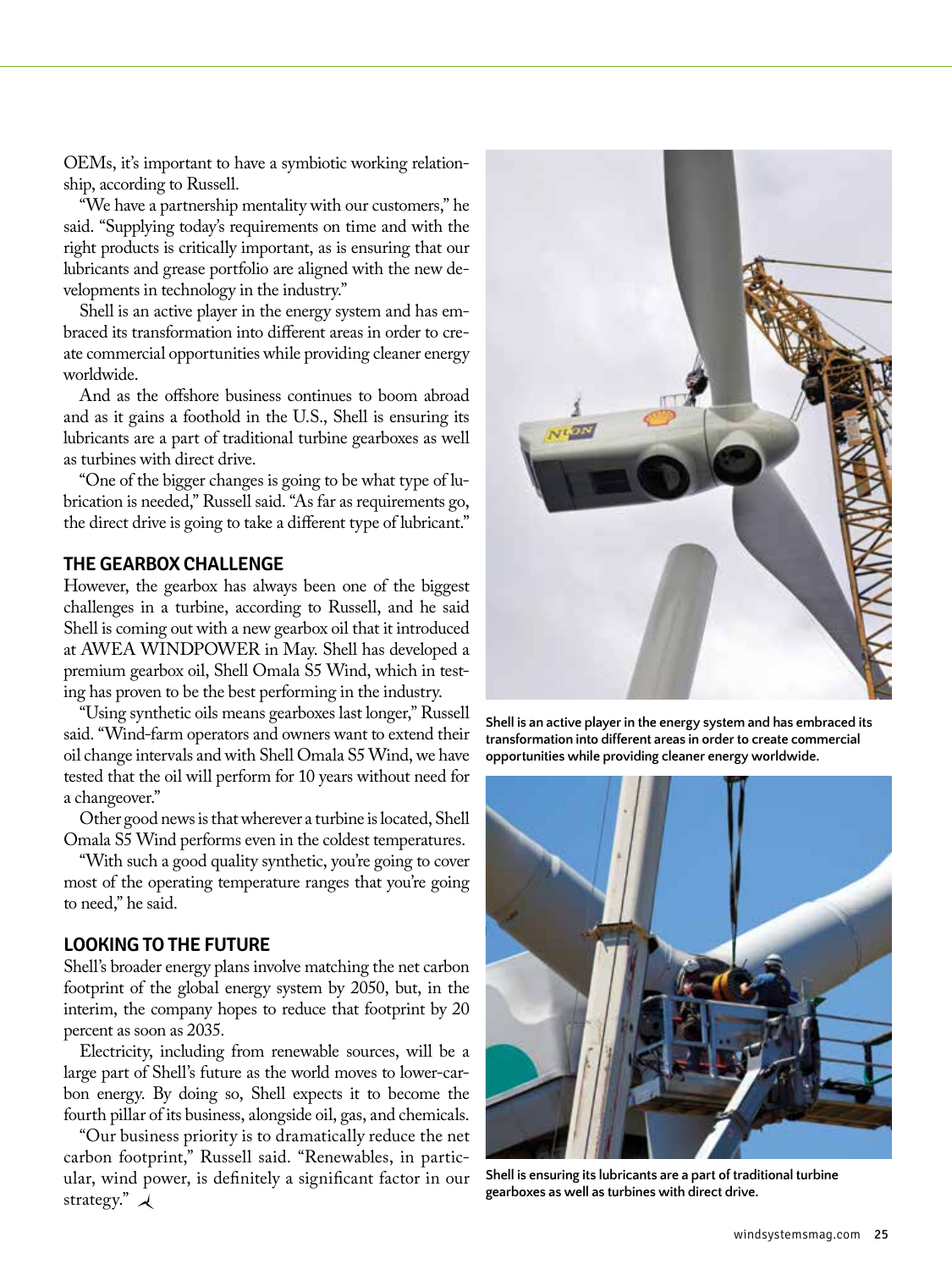OEMs, it's important to have a symbiotic working relationship, according to Russell.

"We have a partnership mentality with our customers," he said. "Supplying today's requirements on time and with the right products is critically important, as is ensuring that our lubricants and grease portfolio are aligned with the new developments in technology in the industry."

Shell is an active player in the energy system and has embraced its transformation into different areas in order to create commercial opportunities while providing cleaner energy worldwide.

And as the offshore business continues to boom abroad and as it gains a foothold in the U.S., Shell is ensuring its lubricants are a part of traditional turbine gearboxes as well as turbines with direct drive.

"One of the bigger changes is going to be what type of lubrication is needed," Russell said. "As far as requirements go, the direct drive is going to take a different type of lubricant."

## THE GEARBOX CHALLENGE

However, the gearbox has always been one of the biggest challenges in a turbine, according to Russell, and he said Shell is coming out with a new gearbox oil that it introduced at AWEA WINDPOWER in May. Shell has developed a premium gearbox oil, Shell Omala S5 Wind, which in testing has proven to be the best performing in the industry.

"Using synthetic oils means gearboxes last longer," Russell said. "Wind-farm operators and owners want to extend their oil change intervals and with Shell Omala S5 Wind, we have tested that the oil will perform for 10 years without need for a changeover."

Other good news is that wherever a turbine is located, Shell Omala S5 Wind performs even in the coldest temperatures.

"With such a good quality synthetic, you're going to cover most of the operating temperature ranges that you're going to need," he said.

## LOOKING TO THE FUTURE

Shell's broader energy plans involve matching the net carbon footprint of the global energy system by 2050, but, in the interim, the company hopes to reduce that footprint by 20 percent as soon as 2035.

Electricity, including from renewable sources, will be a large part of Shell's future as the world moves to lower-carbon energy. By doing so, Shell expects it to become the fourth pillar of its business, alongside oil, gas, and chemicals.

"Our business priority is to dramatically reduce the net carbon footprint," Russell said. "Renewables, in particular, wind power, is definitely a significant factor in our strategy."

Shell is an active player in the energy system and has embraced its transformation into different areas in order to create commercial opportunities while providing cleaner energy worldwide.

Shell is ensuring its lubricants are a part of traditional turbine gearboxes as well as turbines with direct drive.